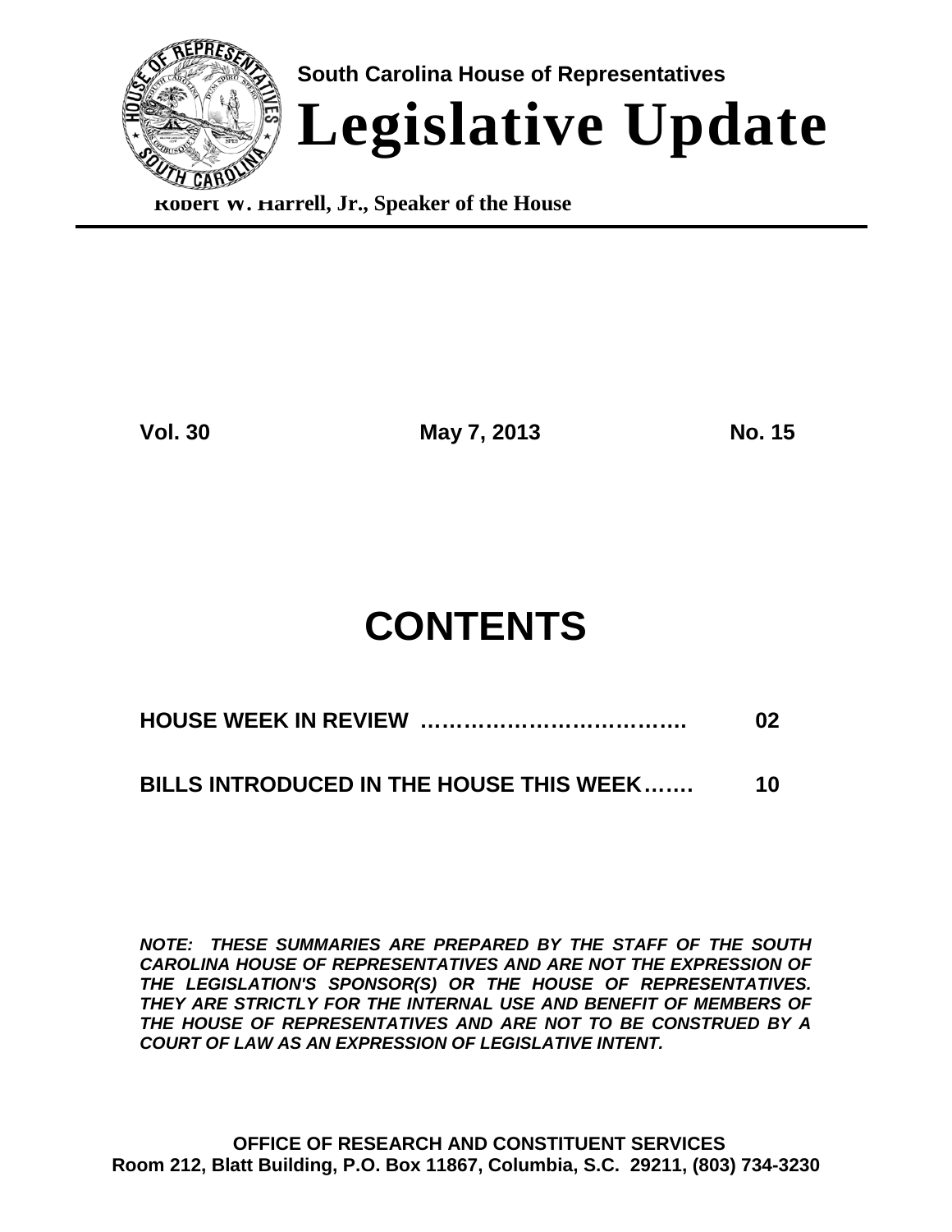South Carolina House of Representatives

# Legislative Update

**Robert W. Harrell, Jr., Speaker of the House**

**Vol. 30** **May 7, 2013** **No. 15**

# CONTENTS

**HOUSE WEEK IN REVIEW ………………………………. 02**

**BILLS INTRODUCED IN THE HOUSE THIS WEEK……. 10**

***NOTE: THESE SUMMARIES ARE PREPARED BY THE STAFF OF THE SOUTH CAROLINA HOUSE OF REPRESENTATIVES AND ARE NOT THE EXPRESSION OF THE LEGISLATION'S SPONSOR(S) OR THE HOUSE OF REPRESENTATIVES. THEY ARE STRICTLY FOR THE INTERNAL USE AND BENEFIT OF MEMBERS OF THE HOUSE OF REPRESENTATIVES AND ARE NOT TO BE CONSTRUED BY A COURT OF LAW AS AN EXPRESSION OF LEGISLATIVE INTENT.***

**OFFICE OF RESEARCH AND CONSTITUENT SERVICES**
**Room 212, Blatt Building, P.O. Box 11867, Columbia, S.C. 29211, (803) 734-3230**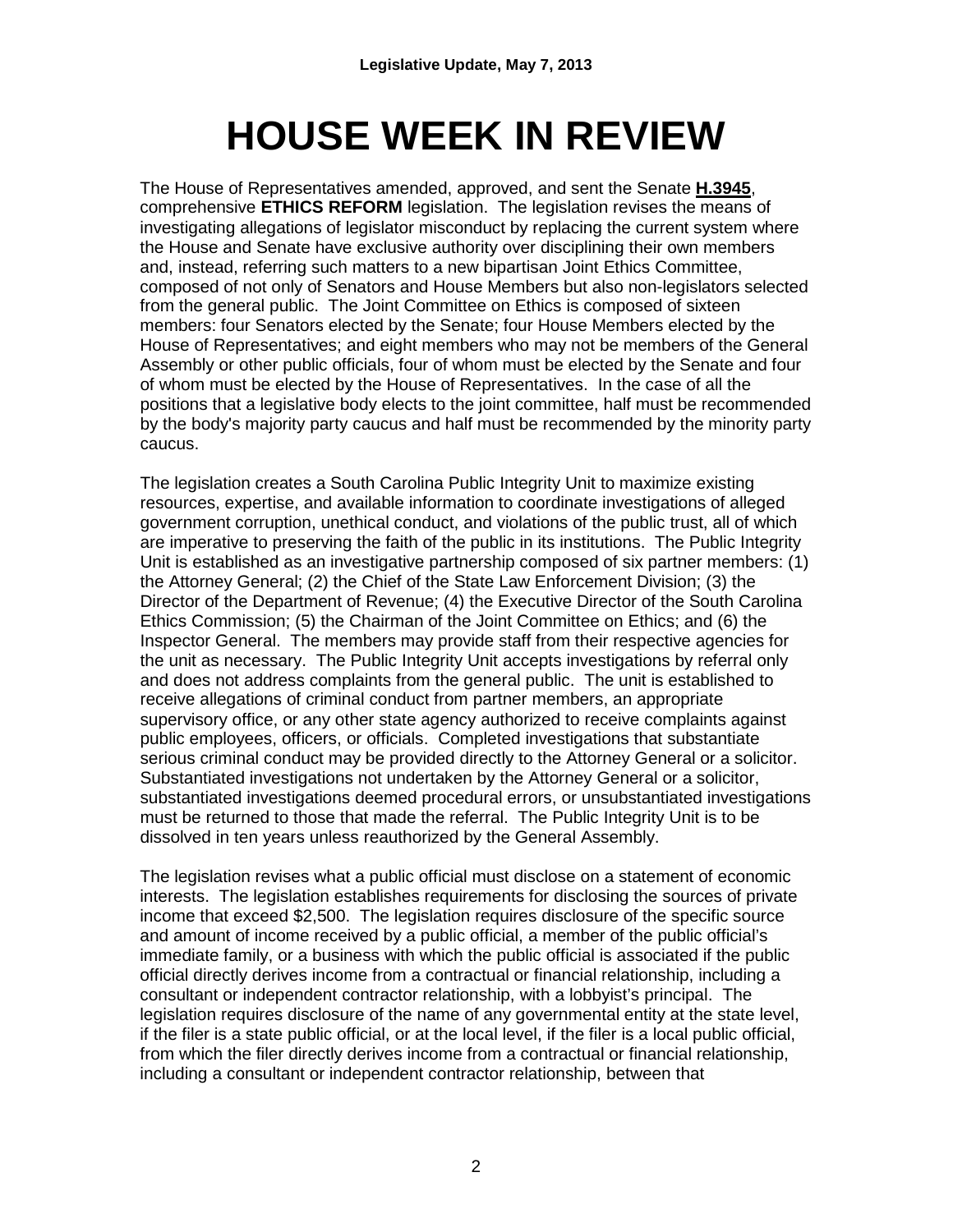# HOUSE WEEK IN REVIEW

The House of Representatives amended, approved, and sent the Senate **H.3945**, comprehensive **ETHICS REFORM** legislation. The legislation revises the means of investigating allegations of legislator misconduct by replacing the current system where the House and Senate have exclusive authority over disciplining their own members and, instead, referring such matters to a new bipartisan Joint Ethics Committee, composed of not only of Senators and House Members but also non-legislators selected from the general public. The Joint Committee on Ethics is composed of sixteen members: four Senators elected by the Senate; four House Members elected by the House of Representatives; and eight members who may not be members of the General Assembly or other public officials, four of whom must be elected by the Senate and four of whom must be elected by the House of Representatives. In the case of all the positions that a legislative body elects to the joint committee, half must be recommended by the body's majority party caucus and half must be recommended by the minority party caucus.

The legislation creates a South Carolina Public Integrity Unit to maximize existing resources, expertise, and available information to coordinate investigations of alleged government corruption, unethical conduct, and violations of the public trust, all of which are imperative to preserving the faith of the public in its institutions. The Public Integrity Unit is established as an investigative partnership composed of six partner members: (1) the Attorney General; (2) the Chief of the State Law Enforcement Division; (3) the Director of the Department of Revenue; (4) the Executive Director of the South Carolina Ethics Commission; (5) the Chairman of the Joint Committee on Ethics; and (6) the Inspector General. The members may provide staff from their respective agencies for the unit as necessary. The Public Integrity Unit accepts investigations by referral only and does not address complaints from the general public. The unit is established to receive allegations of criminal conduct from partner members, an appropriate supervisory office, or any other state agency authorized to receive complaints against public employees, officers, or officials. Completed investigations that substantiate serious criminal conduct may be provided directly to the Attorney General or a solicitor. Substantiated investigations not undertaken by the Attorney General or a solicitor, substantiated investigations deemed procedural errors, or unsubstantiated investigations must be returned to those that made the referral. The Public Integrity Unit is to be dissolved in ten years unless reauthorized by the General Assembly.

The legislation revises what a public official must disclose on a statement of economic interests. The legislation establishes requirements for disclosing the sources of private income that exceed $2,500. The legislation requires disclosure of the specific source and amount of income received by a public official, a member of the public official's immediate family, or a business with which the public official is associated if the public official directly derives income from a contractual or financial relationship, including a consultant or independent contractor relationship, with a lobbyist's principal. The legislation requires disclosure of the name of any governmental entity at the state level, if the filer is a state public official, or at the local level, if the filer is a local public official, from which the filer directly derives income from a contractual or financial relationship, including a consultant or independent contractor relationship, between that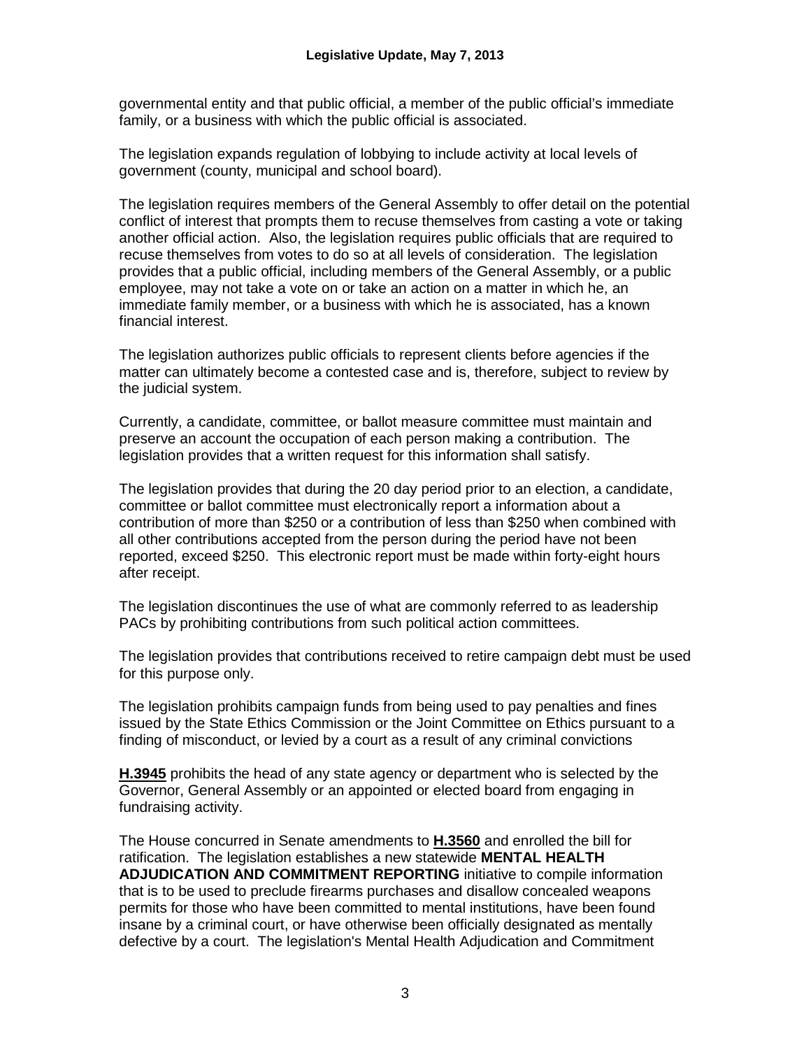governmental entity and that public official, a member of the public official's immediate family, or a business with which the public official is associated.

The legislation expands regulation of lobbying to include activity at local levels of government (county, municipal and school board).

The legislation requires members of the General Assembly to offer detail on the potential conflict of interest that prompts them to recuse themselves from casting a vote or taking another official action. Also, the legislation requires public officials that are required to recuse themselves from votes to do so at all levels of consideration. The legislation provides that a public official, including members of the General Assembly, or a public employee, may not take a vote on or take an action on a matter in which he, an immediate family member, or a business with which he is associated, has a known financial interest.

The legislation authorizes public officials to represent clients before agencies if the matter can ultimately become a contested case and is, therefore, subject to review by the judicial system.

Currently, a candidate, committee, or ballot measure committee must maintain and preserve an account the occupation of each person making a contribution. The legislation provides that a written request for this information shall satisfy.

The legislation provides that during the 20 day period prior to an election, a candidate, committee or ballot committee must electronically report a information about a contribution of more than $250 or a contribution of less than $250 when combined with all other contributions accepted from the person during the period have not been reported, exceed $250. This electronic report must be made within forty-eight hours after receipt.

The legislation discontinues the use of what are commonly referred to as leadership PACs by prohibiting contributions from such political action committees.

The legislation provides that contributions received to retire campaign debt must be used for this purpose only.

The legislation prohibits campaign funds from being used to pay penalties and fines issued by the State Ethics Commission or the Joint Committee on Ethics pursuant to a finding of misconduct, or levied by a court as a result of any criminal convictions

**H.3945** prohibits the head of any state agency or department who is selected by the Governor, General Assembly or an appointed or elected board from engaging in fundraising activity.

The House concurred in Senate amendments to **H.3560** and enrolled the bill for ratification. The legislation establishes a new statewide **MENTAL HEALTH ADJUDICATION AND COMMITMENT REPORTING** initiative to compile information that is to be used to preclude firearms purchases and disallow concealed weapons permits for those who have been committed to mental institutions, have been found insane by a criminal court, or have otherwise been officially designated as mentally defective by a court. The legislation's Mental Health Adjudication and Commitment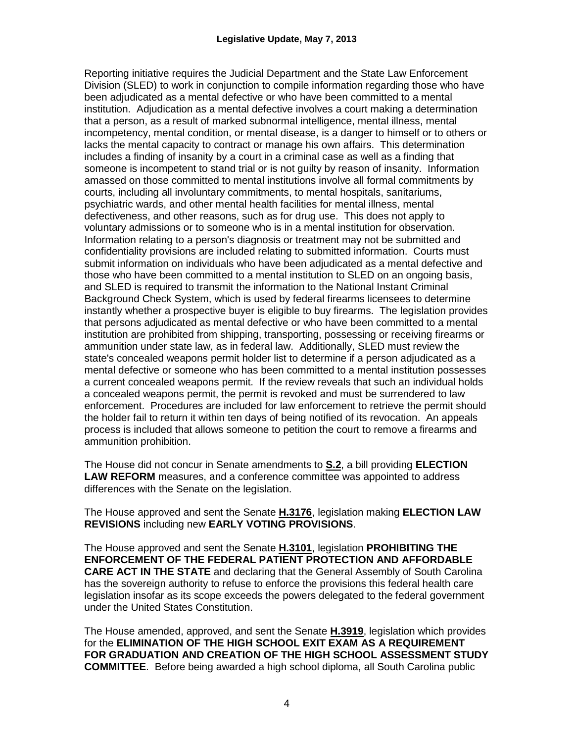Reporting initiative requires the Judicial Department and the State Law Enforcement Division (SLED) to work in conjunction to compile information regarding those who have been adjudicated as a mental defective or who have been committed to a mental institution. Adjudication as a mental defective involves a court making a determination that a person, as a result of marked subnormal intelligence, mental illness, mental incompetency, mental condition, or mental disease, is a danger to himself or to others or lacks the mental capacity to contract or manage his own affairs. This determination includes a finding of insanity by a court in a criminal case as well as a finding that someone is incompetent to stand trial or is not guilty by reason of insanity. Information amassed on those committed to mental institutions involve all formal commitments by courts, including all involuntary commitments, to mental hospitals, sanitariums, psychiatric wards, and other mental health facilities for mental illness, mental defectiveness, and other reasons, such as for drug use. This does not apply to voluntary admissions or to someone who is in a mental institution for observation. Information relating to a person's diagnosis or treatment may not be submitted and confidentiality provisions are included relating to submitted information. Courts must submit information on individuals who have been adjudicated as a mental defective and those who have been committed to a mental institution to SLED on an ongoing basis, and SLED is required to transmit the information to the National Instant Criminal Background Check System, which is used by federal firearms licensees to determine instantly whether a prospective buyer is eligible to buy firearms. The legislation provides that persons adjudicated as mental defective or who have been committed to a mental institution are prohibited from shipping, transporting, possessing or receiving firearms or ammunition under state law, as in federal law. Additionally, SLED must review the state's concealed weapons permit holder list to determine if a person adjudicated as a mental defective or someone who has been committed to a mental institution possesses a current concealed weapons permit. If the review reveals that such an individual holds a concealed weapons permit, the permit is revoked and must be surrendered to law enforcement. Procedures are included for law enforcement to retrieve the permit should the holder fail to return it within ten days of being notified of its revocation. An appeals process is included that allows someone to petition the court to remove a firearms and ammunition prohibition.

The House did not concur in Senate amendments to **S.2**, a bill providing **ELECTION LAW REFORM** measures, and a conference committee was appointed to address differences with the Senate on the legislation.

The House approved and sent the Senate **H.3176**, legislation making **ELECTION LAW REVISIONS** including new **EARLY VOTING PROVISIONS**.

The House approved and sent the Senate **H.3101**, legislation **PROHIBITING THE ENFORCEMENT OF THE FEDERAL PATIENT PROTECTION AND AFFORDABLE CARE ACT IN THE STATE** and declaring that the General Assembly of South Carolina has the sovereign authority to refuse to enforce the provisions this federal health care legislation insofar as its scope exceeds the powers delegated to the federal government under the United States Constitution.

The House amended, approved, and sent the Senate **H.3919**, legislation which provides for the **ELIMINATION OF THE HIGH SCHOOL EXIT EXAM AS A REQUIREMENT FOR GRADUATION AND CREATION OF THE HIGH SCHOOL ASSESSMENT STUDY COMMITTEE**. Before being awarded a high school diploma, all South Carolina public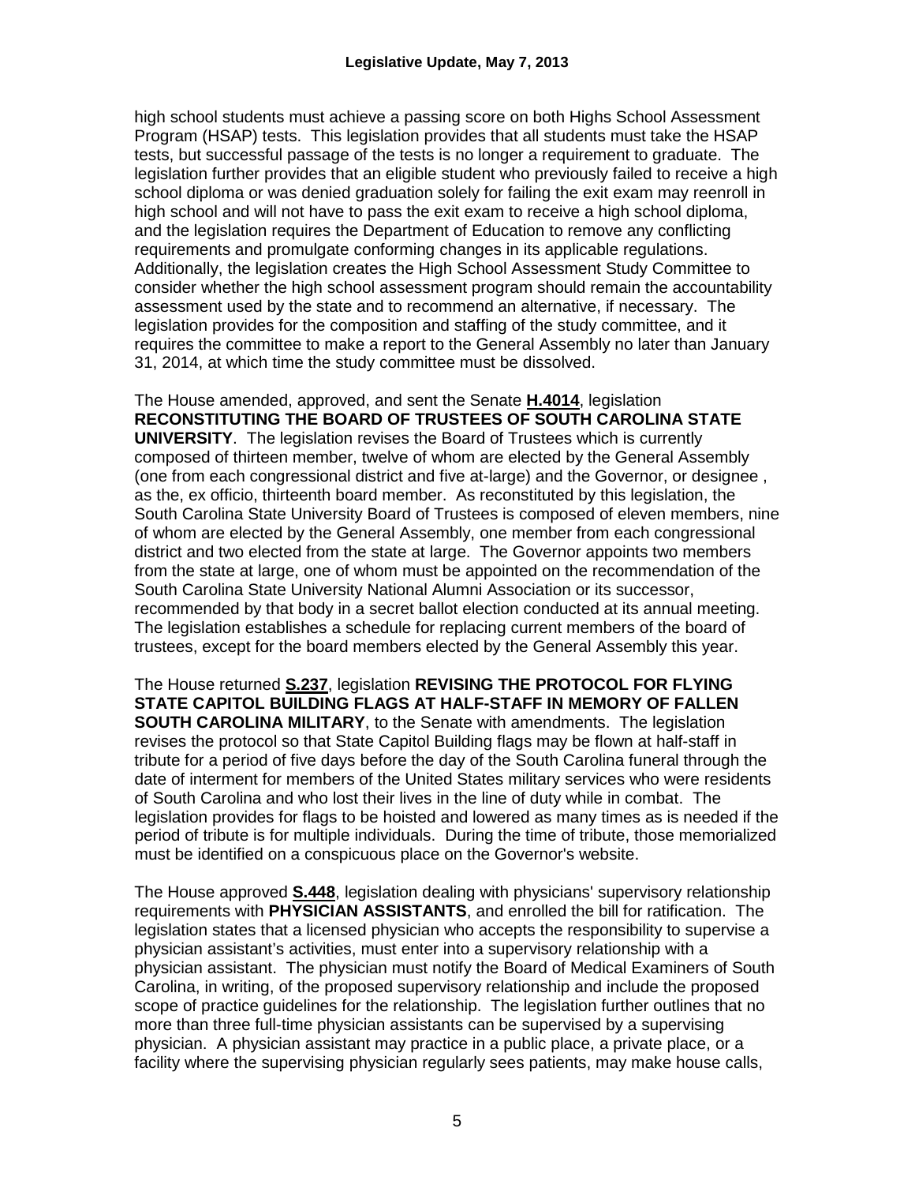high school students must achieve a passing score on both Highs School Assessment Program (HSAP) tests. This legislation provides that all students must take the HSAP tests, but successful passage of the tests is no longer a requirement to graduate. The legislation further provides that an eligible student who previously failed to receive a high school diploma or was denied graduation solely for failing the exit exam may reenroll in high school and will not have to pass the exit exam to receive a high school diploma, and the legislation requires the Department of Education to remove any conflicting requirements and promulgate conforming changes in its applicable regulations. Additionally, the legislation creates the High School Assessment Study Committee to consider whether the high school assessment program should remain the accountability assessment used by the state and to recommend an alternative, if necessary. The legislation provides for the composition and staffing of the study committee, and it requires the committee to make a report to the General Assembly no later than January 31, 2014, at which time the study committee must be dissolved.

The House amended, approved, and sent the Senate **H.4014**, legislation **RECONSTITUTING THE BOARD OF TRUSTEES OF SOUTH CAROLINA STATE UNIVERSITY**. The legislation revises the Board of Trustees which is currently composed of thirteen member, twelve of whom are elected by the General Assembly (one from each congressional district and five at-large) and the Governor, or designee , as the, ex officio, thirteenth board member. As reconstituted by this legislation, the South Carolina State University Board of Trustees is composed of eleven members, nine of whom are elected by the General Assembly, one member from each congressional district and two elected from the state at large. The Governor appoints two members from the state at large, one of whom must be appointed on the recommendation of the South Carolina State University National Alumni Association or its successor, recommended by that body in a secret ballot election conducted at its annual meeting. The legislation establishes a schedule for replacing current members of the board of trustees, except for the board members elected by the General Assembly this year.

The House returned **S.237**, legislation **REVISING THE PROTOCOL FOR FLYING STATE CAPITOL BUILDING FLAGS AT HALF-STAFF IN MEMORY OF FALLEN SOUTH CAROLINA MILITARY**, to the Senate with amendments. The legislation revises the protocol so that State Capitol Building flags may be flown at half-staff in tribute for a period of five days before the day of the South Carolina funeral through the date of interment for members of the United States military services who were residents of South Carolina and who lost their lives in the line of duty while in combat. The legislation provides for flags to be hoisted and lowered as many times as is needed if the period of tribute is for multiple individuals. During the time of tribute, those memorialized must be identified on a conspicuous place on the Governor's website.

The House approved **S.448**, legislation dealing with physicians' supervisory relationship requirements with **PHYSICIAN ASSISTANTS**, and enrolled the bill for ratification. The legislation states that a licensed physician who accepts the responsibility to supervise a physician assistant's activities, must enter into a supervisory relationship with a physician assistant. The physician must notify the Board of Medical Examiners of South Carolina, in writing, of the proposed supervisory relationship and include the proposed scope of practice guidelines for the relationship. The legislation further outlines that no more than three full-time physician assistants can be supervised by a supervising physician. A physician assistant may practice in a public place, a private place, or a facility where the supervising physician regularly sees patients, may make house calls,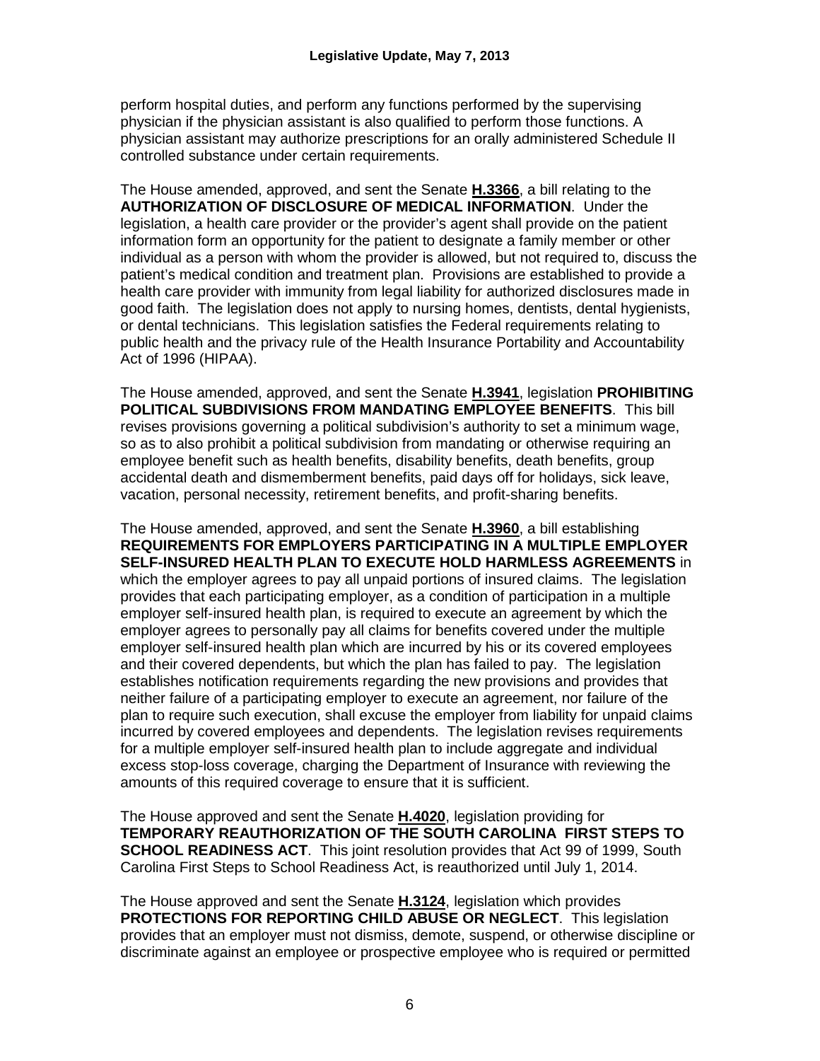perform hospital duties, and perform any functions performed by the supervising physician if the physician assistant is also qualified to perform those functions. A physician assistant may authorize prescriptions for an orally administered Schedule II controlled substance under certain requirements.

The House amended, approved, and sent the Senate **H.3366**, a bill relating to the **AUTHORIZATION OF DISCLOSURE OF MEDICAL INFORMATION**. Under the legislation, a health care provider or the provider's agent shall provide on the patient information form an opportunity for the patient to designate a family member or other individual as a person with whom the provider is allowed, but not required to, discuss the patient's medical condition and treatment plan. Provisions are established to provide a health care provider with immunity from legal liability for authorized disclosures made in good faith. The legislation does not apply to nursing homes, dentists, dental hygienists, or dental technicians. This legislation satisfies the Federal requirements relating to public health and the privacy rule of the Health Insurance Portability and Accountability Act of 1996 (HIPAA).

The House amended, approved, and sent the Senate **H.3941**, legislation **PROHIBITING POLITICAL SUBDIVISIONS FROM MANDATING EMPLOYEE BENEFITS**. This bill revises provisions governing a political subdivision's authority to set a minimum wage, so as to also prohibit a political subdivision from mandating or otherwise requiring an employee benefit such as health benefits, disability benefits, death benefits, group accidental death and dismemberment benefits, paid days off for holidays, sick leave, vacation, personal necessity, retirement benefits, and profit-sharing benefits.

The House amended, approved, and sent the Senate **H.3960**, a bill establishing **REQUIREMENTS FOR EMPLOYERS PARTICIPATING IN A MULTIPLE EMPLOYER SELF-INSURED HEALTH PLAN TO EXECUTE HOLD HARMLESS AGREEMENTS** in which the employer agrees to pay all unpaid portions of insured claims. The legislation provides that each participating employer, as a condition of participation in a multiple employer self-insured health plan, is required to execute an agreement by which the employer agrees to personally pay all claims for benefits covered under the multiple employer self-insured health plan which are incurred by his or its covered employees and their covered dependents, but which the plan has failed to pay. The legislation establishes notification requirements regarding the new provisions and provides that neither failure of a participating employer to execute an agreement, nor failure of the plan to require such execution, shall excuse the employer from liability for unpaid claims incurred by covered employees and dependents. The legislation revises requirements for a multiple employer self-insured health plan to include aggregate and individual excess stop-loss coverage, charging the Department of Insurance with reviewing the amounts of this required coverage to ensure that it is sufficient.

The House approved and sent the Senate **H.4020**, legislation providing for **TEMPORARY REAUTHORIZATION OF THE SOUTH CAROLINA FIRST STEPS TO SCHOOL READINESS ACT**. This joint resolution provides that Act 99 of 1999, South Carolina First Steps to School Readiness Act, is reauthorized until July 1, 2014.

The House approved and sent the Senate **H.3124**, legislation which provides **PROTECTIONS FOR REPORTING CHILD ABUSE OR NEGLECT**. This legislation provides that an employer must not dismiss, demote, suspend, or otherwise discipline or discriminate against an employee or prospective employee who is required or permitted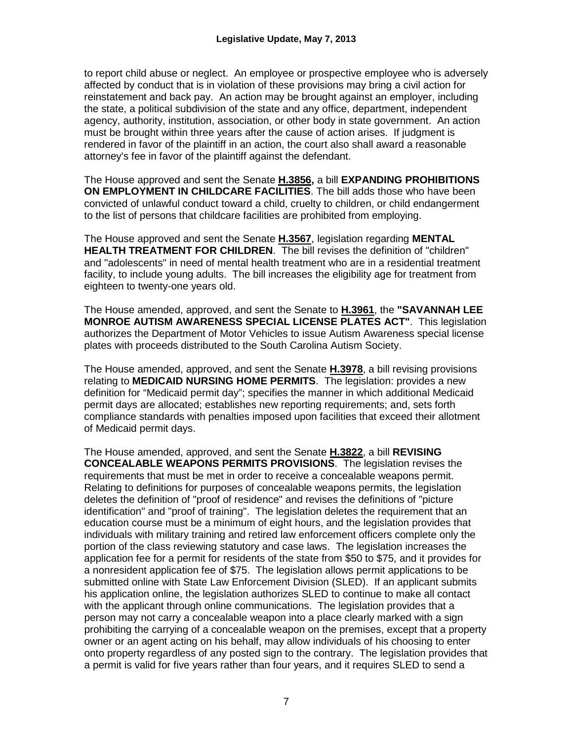to report child abuse or neglect. An employee or prospective employee who is adversely affected by conduct that is in violation of these provisions may bring a civil action for reinstatement and back pay. An action may be brought against an employer, including the state, a political subdivision of the state and any office, department, independent agency, authority, institution, association, or other body in state government. An action must be brought within three years after the cause of action arises. If judgment is rendered in favor of the plaintiff in an action, the court also shall award a reasonable attorney's fee in favor of the plaintiff against the defendant.

The House approved and sent the Senate **H.3856,** a bill **EXPANDING PROHIBITIONS ON EMPLOYMENT IN CHILDCARE FACILITIES**. The bill adds those who have been convicted of unlawful conduct toward a child, cruelty to children, or child endangerment to the list of persons that childcare facilities are prohibited from employing.

The House approved and sent the Senate **H.3567**, legislation regarding **MENTAL HEALTH TREATMENT FOR CHILDREN**. The bill revises the definition of "children" and "adolescents" in need of mental health treatment who are in a residential treatment facility, to include young adults. The bill increases the eligibility age for treatment from eighteen to twenty-one years old.

The House amended, approved, and sent the Senate to **H.3961**, the **"SAVANNAH LEE MONROE AUTISM AWARENESS SPECIAL LICENSE PLATES ACT"**. This legislation authorizes the Department of Motor Vehicles to issue Autism Awareness special license plates with proceeds distributed to the South Carolina Autism Society.

The House amended, approved, and sent the Senate **H.3978**, a bill revising provisions relating to **MEDICAID NURSING HOME PERMITS**. The legislation: provides a new definition for "Medicaid permit day"; specifies the manner in which additional Medicaid permit days are allocated; establishes new reporting requirements; and, sets forth compliance standards with penalties imposed upon facilities that exceed their allotment of Medicaid permit days.

The House amended, approved, and sent the Senate **H.3822**, a bill **REVISING CONCEALABLE WEAPONS PERMITS PROVISIONS**. The legislation revises the requirements that must be met in order to receive a concealable weapons permit. Relating to definitions for purposes of concealable weapons permits, the legislation deletes the definition of "proof of residence" and revises the definitions of "picture identification" and "proof of training". The legislation deletes the requirement that an education course must be a minimum of eight hours, and the legislation provides that individuals with military training and retired law enforcement officers complete only the portion of the class reviewing statutory and case laws. The legislation increases the application fee for a permit for residents of the state from $50 to $75, and it provides for a nonresident application fee of $75. The legislation allows permit applications to be submitted online with State Law Enforcement Division (SLED). If an applicant submits his application online, the legislation authorizes SLED to continue to make all contact with the applicant through online communications. The legislation provides that a person may not carry a concealable weapon into a place clearly marked with a sign prohibiting the carrying of a concealable weapon on the premises, except that a property owner or an agent acting on his behalf, may allow individuals of his choosing to enter onto property regardless of any posted sign to the contrary. The legislation provides that a permit is valid for five years rather than four years, and it requires SLED to send a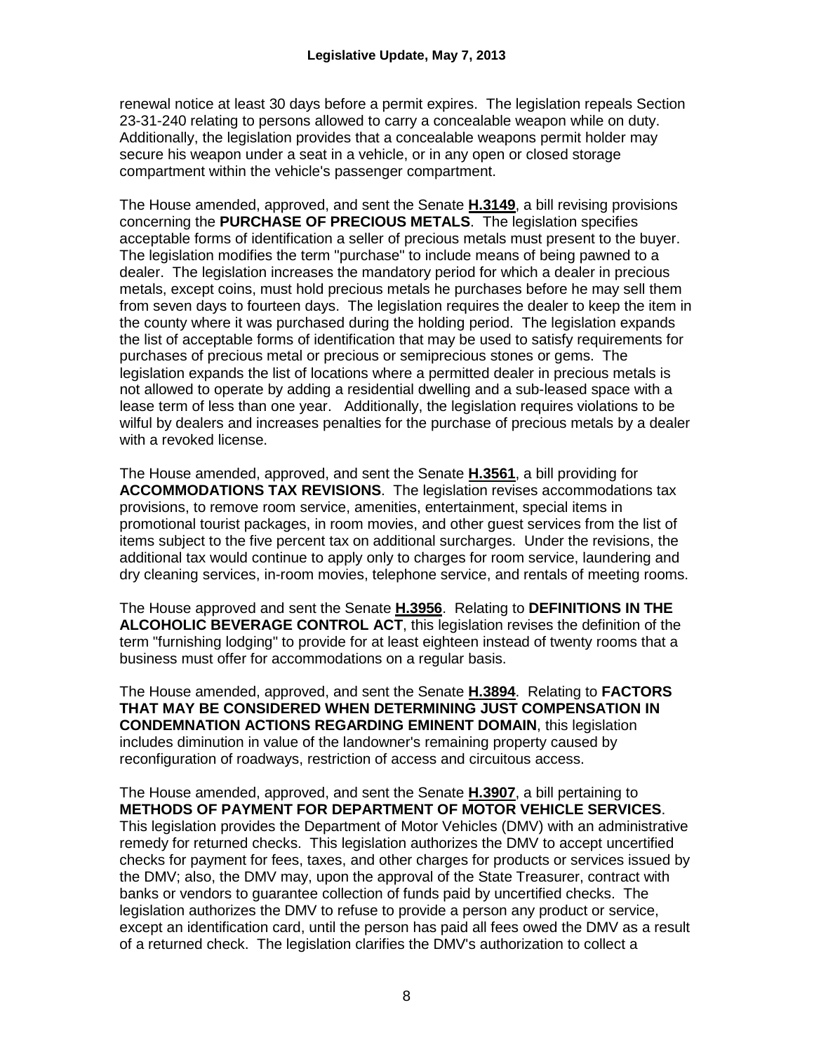renewal notice at least 30 days before a permit expires. The legislation repeals Section 23-31-240 relating to persons allowed to carry a concealable weapon while on duty. Additionally, the legislation provides that a concealable weapons permit holder may secure his weapon under a seat in a vehicle, or in any open or closed storage compartment within the vehicle's passenger compartment.

The House amended, approved, and sent the Senate **H.3149**, a bill revising provisions concerning the **PURCHASE OF PRECIOUS METALS**. The legislation specifies acceptable forms of identification a seller of precious metals must present to the buyer. The legislation modifies the term "purchase" to include means of being pawned to a dealer. The legislation increases the mandatory period for which a dealer in precious metals, except coins, must hold precious metals he purchases before he may sell them from seven days to fourteen days. The legislation requires the dealer to keep the item in the county where it was purchased during the holding period. The legislation expands the list of acceptable forms of identification that may be used to satisfy requirements for purchases of precious metal or precious or semiprecious stones or gems. The legislation expands the list of locations where a permitted dealer in precious metals is not allowed to operate by adding a residential dwelling and a sub-leased space with a lease term of less than one year. Additionally, the legislation requires violations to be wilful by dealers and increases penalties for the purchase of precious metals by a dealer with a revoked license.

The House amended, approved, and sent the Senate **H.3561**, a bill providing for **ACCOMMODATIONS TAX REVISIONS**. The legislation revises accommodations tax provisions, to remove room service, amenities, entertainment, special items in promotional tourist packages, in room movies, and other guest services from the list of items subject to the five percent tax on additional surcharges. Under the revisions, the additional tax would continue to apply only to charges for room service, laundering and dry cleaning services, in-room movies, telephone service, and rentals of meeting rooms.

The House approved and sent the Senate **H.3956**. Relating to **DEFINITIONS IN THE ALCOHOLIC BEVERAGE CONTROL ACT**, this legislation revises the definition of the term "furnishing lodging" to provide for at least eighteen instead of twenty rooms that a business must offer for accommodations on a regular basis.

The House amended, approved, and sent the Senate **H.3894**. Relating to **FACTORS THAT MAY BE CONSIDERED WHEN DETERMINING JUST COMPENSATION IN CONDEMNATION ACTIONS REGARDING EMINENT DOMAIN**, this legislation includes diminution in value of the landowner's remaining property caused by reconfiguration of roadways, restriction of access and circuitous access.

The House amended, approved, and sent the Senate **H.3907**, a bill pertaining to **METHODS OF PAYMENT FOR DEPARTMENT OF MOTOR VEHICLE SERVICES**. This legislation provides the Department of Motor Vehicles (DMV) with an administrative remedy for returned checks. This legislation authorizes the DMV to accept uncertified checks for payment for fees, taxes, and other charges for products or services issued by the DMV; also, the DMV may, upon the approval of the State Treasurer, contract with banks or vendors to guarantee collection of funds paid by uncertified checks. The legislation authorizes the DMV to refuse to provide a person any product or service, except an identification card, until the person has paid all fees owed the DMV as a result of a returned check. The legislation clarifies the DMV's authorization to collect a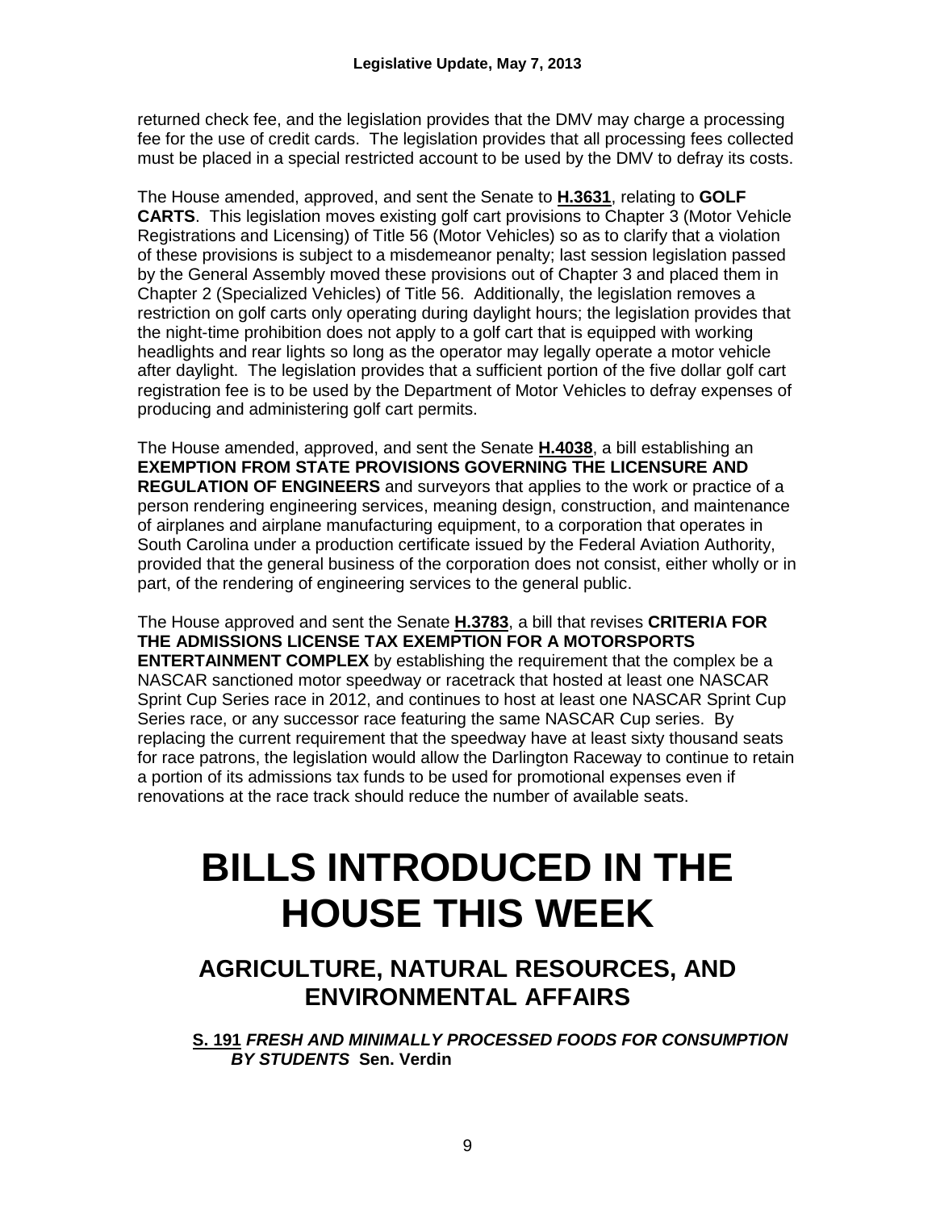returned check fee, and the legislation provides that the DMV may charge a processing fee for the use of credit cards. The legislation provides that all processing fees collected must be placed in a special restricted account to be used by the DMV to defray its costs.

The House amended, approved, and sent the Senate to **H.3631**, relating to **GOLF CARTS**. This legislation moves existing golf cart provisions to Chapter 3 (Motor Vehicle Registrations and Licensing) of Title 56 (Motor Vehicles) so as to clarify that a violation of these provisions is subject to a misdemeanor penalty; last session legislation passed by the General Assembly moved these provisions out of Chapter 3 and placed them in Chapter 2 (Specialized Vehicles) of Title 56. Additionally, the legislation removes a restriction on golf carts only operating during daylight hours; the legislation provides that the night-time prohibition does not apply to a golf cart that is equipped with working headlights and rear lights so long as the operator may legally operate a motor vehicle after daylight. The legislation provides that a sufficient portion of the five dollar golf cart registration fee is to be used by the Department of Motor Vehicles to defray expenses of producing and administering golf cart permits.

The House amended, approved, and sent the Senate **H.4038**, a bill establishing an **EXEMPTION FROM STATE PROVISIONS GOVERNING THE LICENSURE AND REGULATION OF ENGINEERS** and surveyors that applies to the work or practice of a person rendering engineering services, meaning design, construction, and maintenance of airplanes and airplane manufacturing equipment, to a corporation that operates in South Carolina under a production certificate issued by the Federal Aviation Authority, provided that the general business of the corporation does not consist, either wholly or in part, of the rendering of engineering services to the general public.

The House approved and sent the Senate **H.3783**, a bill that revises **CRITERIA FOR THE ADMISSIONS LICENSE TAX EXEMPTION FOR A MOTORSPORTS ENTERTAINMENT COMPLEX** by establishing the requirement that the complex be a NASCAR sanctioned motor speedway or racetrack that hosted at least one NASCAR Sprint Cup Series race in 2012, and continues to host at least one NASCAR Sprint Cup Series race, or any successor race featuring the same NASCAR Cup series. By replacing the current requirement that the speedway have at least sixty thousand seats for race patrons, the legislation would allow the Darlington Raceway to continue to retain a portion of its admissions tax funds to be used for promotional expenses even if renovations at the race track should reduce the number of available seats.

# BILLS INTRODUCED IN THE HOUSE THIS WEEK

## AGRICULTURE, NATURAL RESOURCES, AND ENVIRONMENTAL AFFAIRS

**S. 191** ***FRESH AND MINIMALLY PROCESSED FOODS FOR CONSUMPTION BY STUDENTS*** **Sen. Verdin**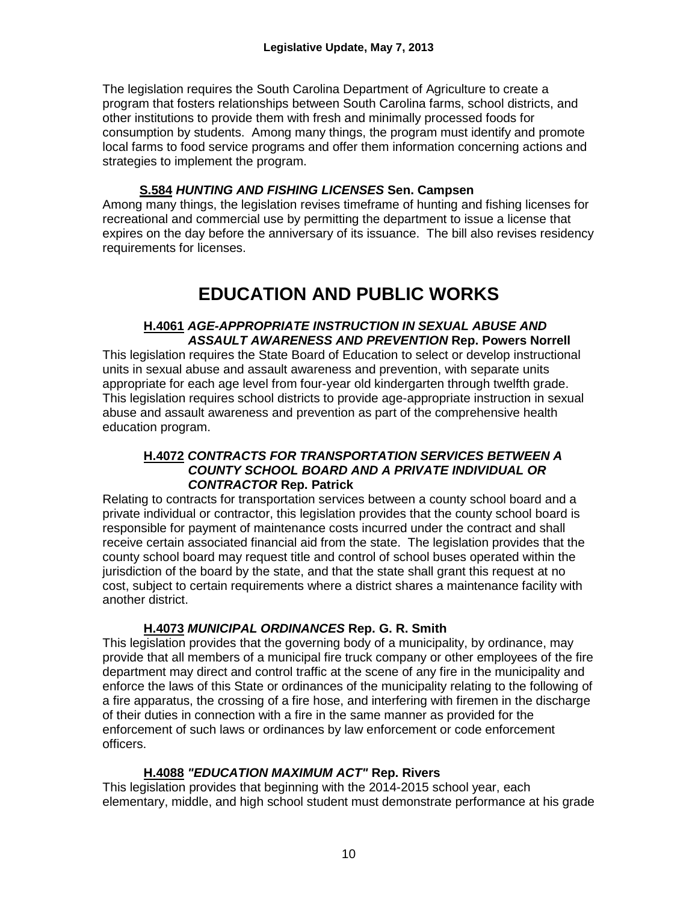The legislation requires the South Carolina Department of Agriculture to create a program that fosters relationships between South Carolina farms, school districts, and other institutions to provide them with fresh and minimally processed foods for consumption by students. Among many things, the program must identify and promote local farms to food service programs and offer them information concerning actions and strategies to implement the program.

**S.584** ***HUNTING AND FISHING LICENSES*** **Sen. Campsen**

Among many things, the legislation revises timeframe of hunting and fishing licenses for recreational and commercial use by permitting the department to issue a license that expires on the day before the anniversary of its issuance. The bill also revises residency requirements for licenses.

# EDUCATION AND PUBLIC WORKS

**H.4061** ***AGE-APPROPRIATE INSTRUCTION IN SEXUAL ABUSE AND ASSAULT AWARENESS AND PREVENTION*** **Rep. Powers Norrell**

This legislation requires the State Board of Education to select or develop instructional units in sexual abuse and assault awareness and prevention, with separate units appropriate for each age level from four-year old kindergarten through twelfth grade. This legislation requires school districts to provide age-appropriate instruction in sexual abuse and assault awareness and prevention as part of the comprehensive health education program.

**H.4072** ***CONTRACTS FOR TRANSPORTATION SERVICES BETWEEN A COUNTY SCHOOL BOARD AND A PRIVATE INDIVIDUAL OR CONTRACTOR*** **Rep. Patrick**

Relating to contracts for transportation services between a county school board and a private individual or contractor, this legislation provides that the county school board is responsible for payment of maintenance costs incurred under the contract and shall receive certain associated financial aid from the state. The legislation provides that the county school board may request title and control of school buses operated within the jurisdiction of the board by the state, and that the state shall grant this request at no cost, subject to certain requirements where a district shares a maintenance facility with another district.

**H.4073** ***MUNICIPAL ORDINANCES*** **Rep. G. R. Smith**

This legislation provides that the governing body of a municipality, by ordinance, may provide that all members of a municipal fire truck company or other employees of the fire department may direct and control traffic at the scene of any fire in the municipality and enforce the laws of this State or ordinances of the municipality relating to the following of a fire apparatus, the crossing of a fire hose, and interfering with firemen in the discharge of their duties in connection with a fire in the same manner as provided for the enforcement of such laws or ordinances by law enforcement or code enforcement officers.

**H.4088** ***"EDUCATION MAXIMUM ACT"*** **Rep. Rivers**

This legislation provides that beginning with the 2014-2015 school year, each elementary, middle, and high school student must demonstrate performance at his grade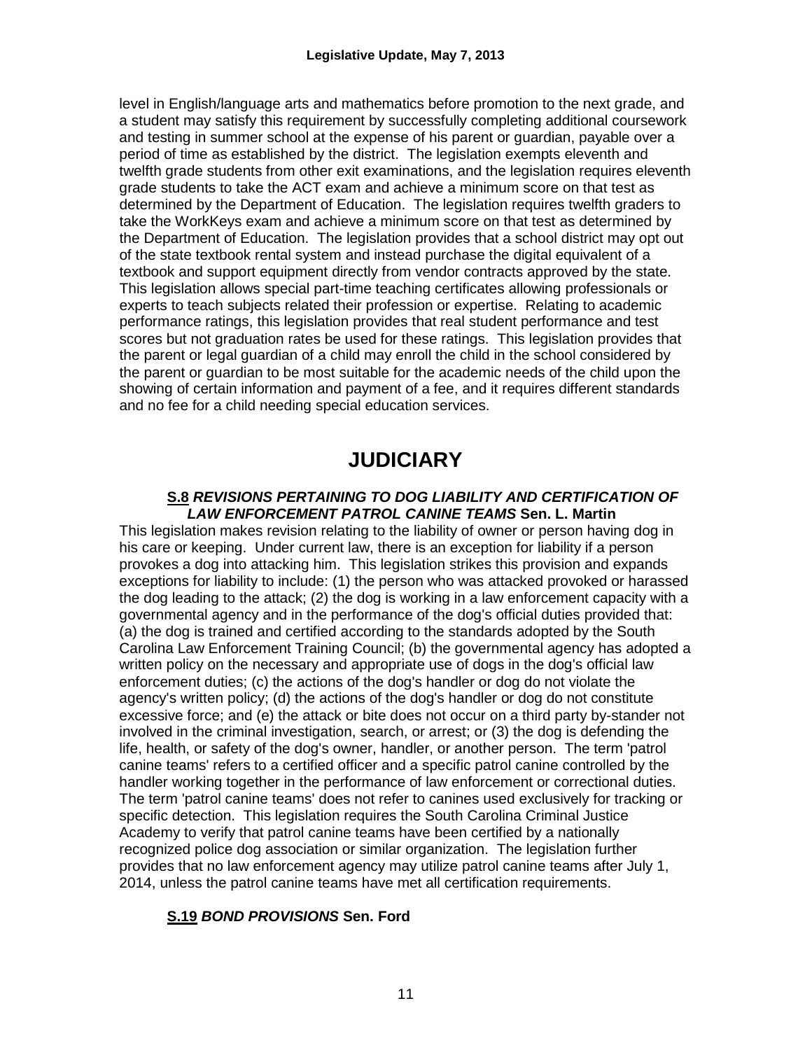level in English/language arts and mathematics before promotion to the next grade, and a student may satisfy this requirement by successfully completing additional coursework and testing in summer school at the expense of his parent or guardian, payable over a period of time as established by the district. The legislation exempts eleventh and twelfth grade students from other exit examinations, and the legislation requires eleventh grade students to take the ACT exam and achieve a minimum score on that test as determined by the Department of Education. The legislation requires twelfth graders to take the WorkKeys exam and achieve a minimum score on that test as determined by the Department of Education. The legislation provides that a school district may opt out of the state textbook rental system and instead purchase the digital equivalent of a textbook and support equipment directly from vendor contracts approved by the state. This legislation allows special part-time teaching certificates allowing professionals or experts to teach subjects related their profession or expertise. Relating to academic performance ratings, this legislation provides that real student performance and test scores but not graduation rates be used for these ratings. This legislation provides that the parent or legal guardian of a child may enroll the child in the school considered by the parent or guardian to be most suitable for the academic needs of the child upon the showing of certain information and payment of a fee, and it requires different standards and no fee for a child needing special education services.

# JUDICIARY

**S.8** ***REVISIONS PERTAINING TO DOG LIABILITY AND CERTIFICATION OF LAW ENFORCEMENT PATROL CANINE TEAMS*** **Sen. L. Martin**

This legislation makes revision relating to the liability of owner or person having dog in his care or keeping. Under current law, there is an exception for liability if a person provokes a dog into attacking him. This legislation strikes this provision and expands exceptions for liability to include: (1) the person who was attacked provoked or harassed the dog leading to the attack; (2) the dog is working in a law enforcement capacity with a governmental agency and in the performance of the dog's official duties provided that: (a) the dog is trained and certified according to the standards adopted by the South Carolina Law Enforcement Training Council; (b) the governmental agency has adopted a written policy on the necessary and appropriate use of dogs in the dog's official law enforcement duties; (c) the actions of the dog's handler or dog do not violate the agency's written policy; (d) the actions of the dog's handler or dog do not constitute excessive force; and (e) the attack or bite does not occur on a third party by-stander not involved in the criminal investigation, search, or arrest; or (3) the dog is defending the life, health, or safety of the dog's owner, handler, or another person. The term 'patrol canine teams' refers to a certified officer and a specific patrol canine controlled by the handler working together in the performance of law enforcement or correctional duties. The term 'patrol canine teams' does not refer to canines used exclusively for tracking or specific detection. This legislation requires the South Carolina Criminal Justice Academy to verify that patrol canine teams have been certified by a nationally recognized police dog association or similar organization. The legislation further provides that no law enforcement agency may utilize patrol canine teams after July 1, 2014, unless the patrol canine teams have met all certification requirements.

**S.19** ***BOND PROVISIONS*** **Sen. Ford**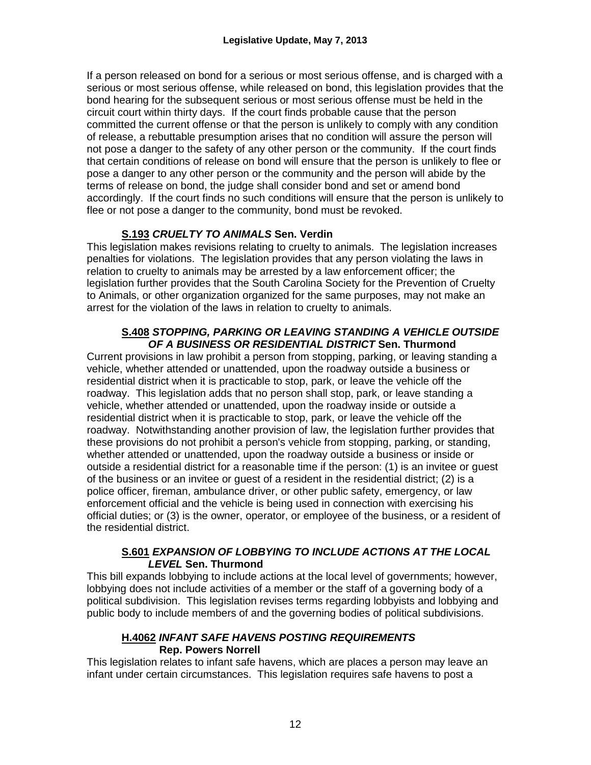If a person released on bond for a serious or most serious offense, and is charged with a serious or most serious offense, while released on bond, this legislation provides that the bond hearing for the subsequent serious or most serious offense must be held in the circuit court within thirty days. If the court finds probable cause that the person committed the current offense or that the person is unlikely to comply with any condition of release, a rebuttable presumption arises that no condition will assure the person will not pose a danger to the safety of any other person or the community. If the court finds that certain conditions of release on bond will ensure that the person is unlikely to flee or pose a danger to any other person or the community and the person will abide by the terms of release on bond, the judge shall consider bond and set or amend bond accordingly. If the court finds no such conditions will ensure that the person is unlikely to flee or not pose a danger to the community, bond must be revoked.

**S.193 *CRUELTY TO ANIMALS* Sen. Verdin**

This legislation makes revisions relating to cruelty to animals. The legislation increases penalties for violations. The legislation provides that any person violating the laws in relation to cruelty to animals may be arrested by a law enforcement officer; the legislation further provides that the South Carolina Society for the Prevention of Cruelty to Animals, or other organization organized for the same purposes, may not make an arrest for the violation of the laws in relation to cruelty to animals.

**S.408 *STOPPING, PARKING OR LEAVING STANDING A VEHICLE OUTSIDE OF A BUSINESS OR RESIDENTIAL DISTRICT* Sen. Thurmond**

Current provisions in law prohibit a person from stopping, parking, or leaving standing a vehicle, whether attended or unattended, upon the roadway outside a business or residential district when it is practicable to stop, park, or leave the vehicle off the roadway. This legislation adds that no person shall stop, park, or leave standing a vehicle, whether attended or unattended, upon the roadway inside or outside a residential district when it is practicable to stop, park, or leave the vehicle off the roadway. Notwithstanding another provision of law, the legislation further provides that these provisions do not prohibit a person's vehicle from stopping, parking, or standing, whether attended or unattended, upon the roadway outside a business or inside or outside a residential district for a reasonable time if the person: (1) is an invitee or guest of the business or an invitee or guest of a resident in the residential district; (2) is a police officer, fireman, ambulance driver, or other public safety, emergency, or law enforcement official and the vehicle is being used in connection with exercising his official duties; or (3) is the owner, operator, or employee of the business, or a resident of the residential district.

**S.601 *EXPANSION OF LOBBYING TO INCLUDE ACTIONS AT THE LOCAL LEVEL* Sen. Thurmond**

This bill expands lobbying to include actions at the local level of governments; however, lobbying does not include activities of a member or the staff of a governing body of a political subdivision. This legislation revises terms regarding lobbyists and lobbying and public body to include members of and the governing bodies of political subdivisions.

**H.4062 *INFANT SAFE HAVENS POSTING REQUIREMENTS* Rep. Powers Norrell**

This legislation relates to infant safe havens, which are places a person may leave an infant under certain circumstances. This legislation requires safe havens to post a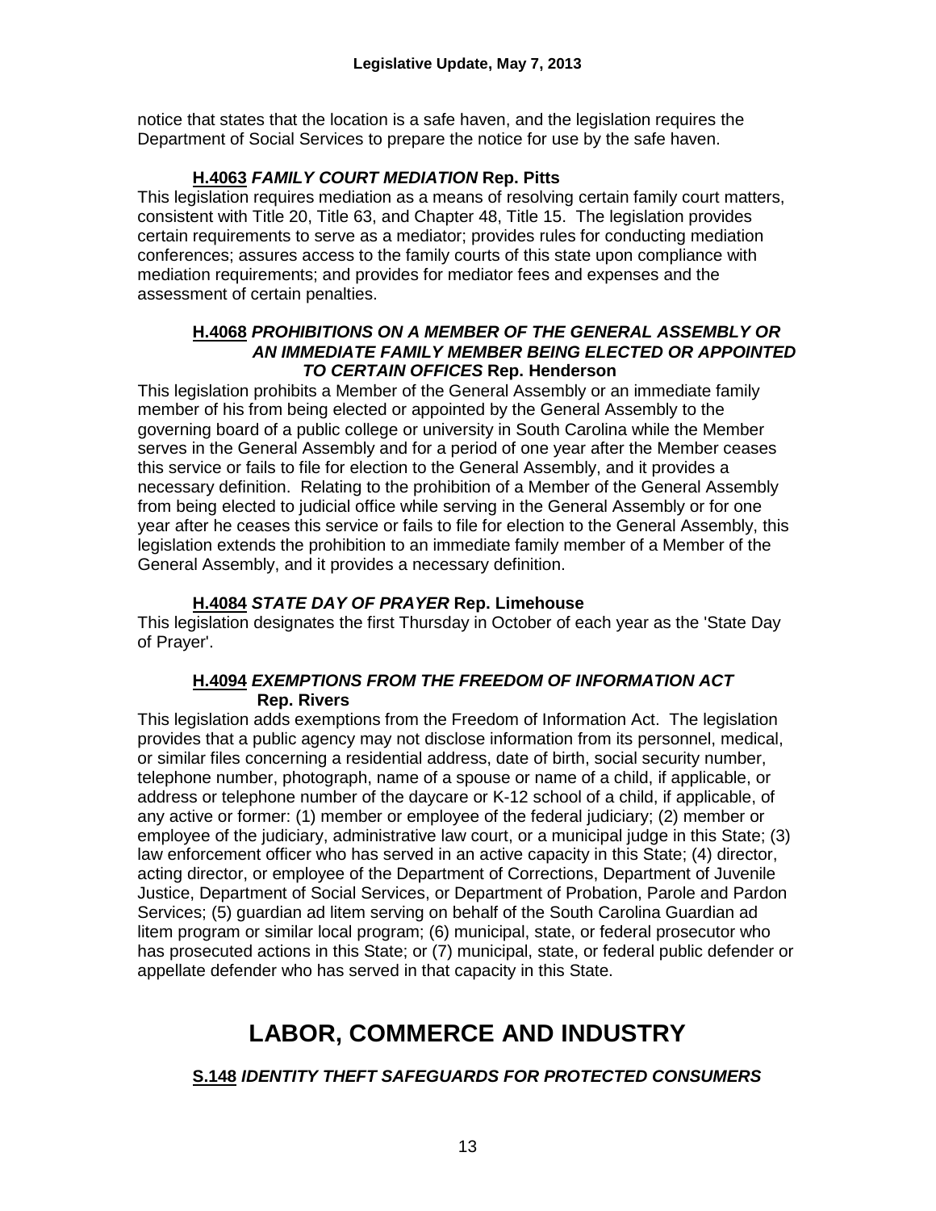notice that states that the location is a safe haven, and the legislation requires the Department of Social Services to prepare the notice for use by the safe haven.

**H.4063** ***FAMILY COURT MEDIATION*** **Rep. Pitts**

This legislation requires mediation as a means of resolving certain family court matters, consistent with Title 20, Title 63, and Chapter 48, Title 15. The legislation provides certain requirements to serve as a mediator; provides rules for conducting mediation conferences; assures access to the family courts of this state upon compliance with mediation requirements; and provides for mediator fees and expenses and the assessment of certain penalties.

**H.4068** ***PROHIBITIONS ON A MEMBER OF THE GENERAL ASSEMBLY OR AN IMMEDIATE FAMILY MEMBER BEING ELECTED OR APPOINTED TO CERTAIN OFFICES*** **Rep. Henderson**

This legislation prohibits a Member of the General Assembly or an immediate family member of his from being elected or appointed by the General Assembly to the governing board of a public college or university in South Carolina while the Member serves in the General Assembly and for a period of one year after the Member ceases this service or fails to file for election to the General Assembly, and it provides a necessary definition. Relating to the prohibition of a Member of the General Assembly from being elected to judicial office while serving in the General Assembly or for one year after he ceases this service or fails to file for election to the General Assembly, this legislation extends the prohibition to an immediate family member of a Member of the General Assembly, and it provides a necessary definition.

**H.4084** ***STATE DAY OF PRAYER*** **Rep. Limehouse**

This legislation designates the first Thursday in October of each year as the 'State Day of Prayer'.

**H.4094** ***EXEMPTIONS FROM THE FREEDOM OF INFORMATION ACT*** **Rep. Rivers**

This legislation adds exemptions from the Freedom of Information Act. The legislation provides that a public agency may not disclose information from its personnel, medical, or similar files concerning a residential address, date of birth, social security number, telephone number, photograph, name of a spouse or name of a child, if applicable, or address or telephone number of the daycare or K-12 school of a child, if applicable, of any active or former: (1) member or employee of the federal judiciary; (2) member or employee of the judiciary, administrative law court, or a municipal judge in this State; (3) law enforcement officer who has served in an active capacity in this State; (4) director, acting director, or employee of the Department of Corrections, Department of Juvenile Justice, Department of Social Services, or Department of Probation, Parole and Pardon Services; (5) guardian ad litem serving on behalf of the South Carolina Guardian ad litem program or similar local program; (6) municipal, state, or federal prosecutor who has prosecuted actions in this State; or (7) municipal, state, or federal public defender or appellate defender who has served in that capacity in this State.

# LABOR, COMMERCE AND INDUSTRY

**S.148** ***IDENTITY THEFT SAFEGUARDS FOR PROTECTED CONSUMERS***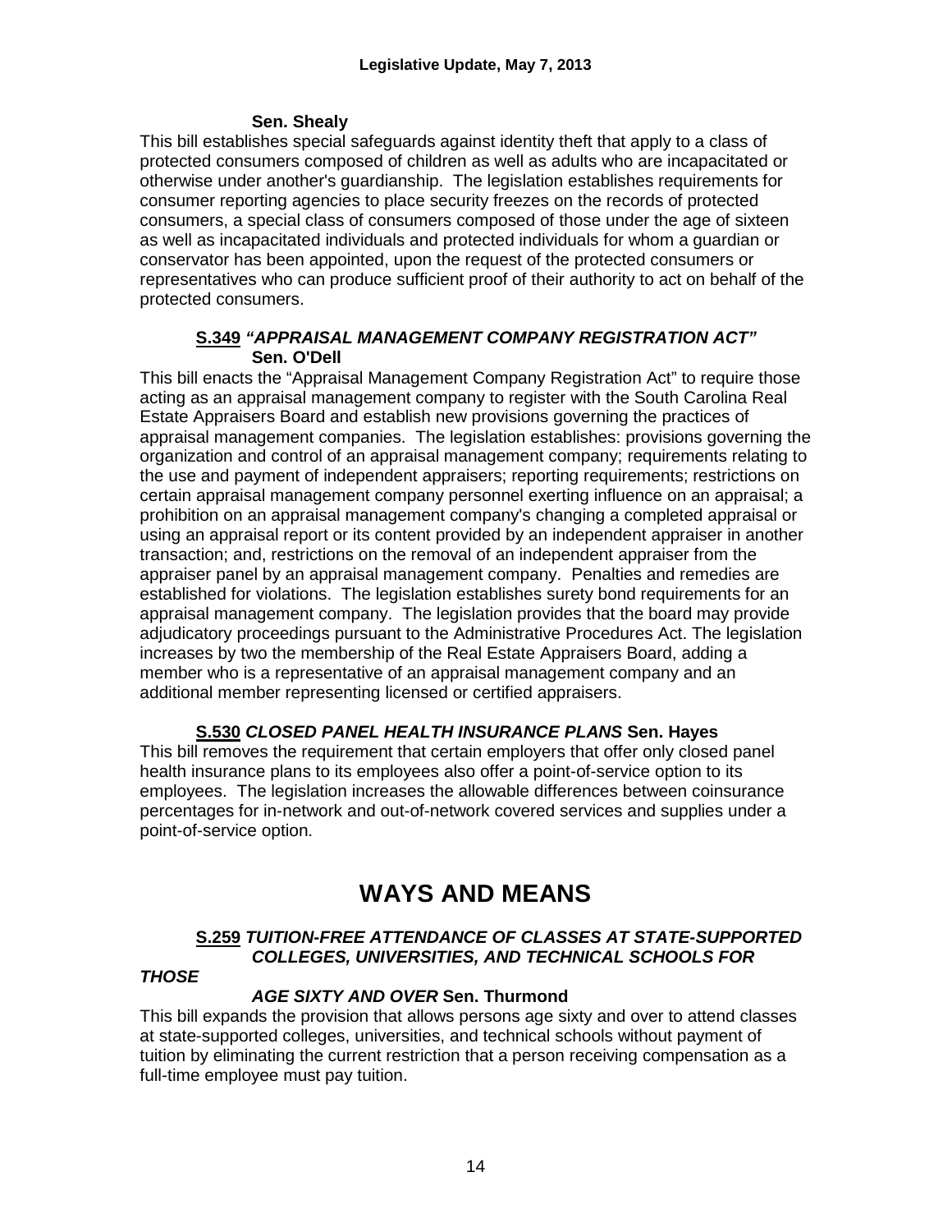**Sen. Shealy**

This bill establishes special safeguards against identity theft that apply to a class of protected consumers composed of children as well as adults who are incapacitated or otherwise under another's guardianship. The legislation establishes requirements for consumer reporting agencies to place security freezes on the records of protected consumers, a special class of consumers composed of those under the age of sixteen as well as incapacitated individuals and protected individuals for whom a guardian or conservator has been appointed, upon the request of the protected consumers or representatives who can produce sufficient proof of their authority to act on behalf of the protected consumers.

**S.349** ***"APPRAISAL MANAGEMENT COMPANY REGISTRATION ACT"*** **Sen. O'Dell**

This bill enacts the "Appraisal Management Company Registration Act" to require those acting as an appraisal management company to register with the South Carolina Real Estate Appraisers Board and establish new provisions governing the practices of appraisal management companies. The legislation establishes: provisions governing the organization and control of an appraisal management company; requirements relating to the use and payment of independent appraisers; reporting requirements; restrictions on certain appraisal management company personnel exerting influence on an appraisal; a prohibition on an appraisal management company's changing a completed appraisal or using an appraisal report or its content provided by an independent appraiser in another transaction; and, restrictions on the removal of an independent appraiser from the appraiser panel by an appraisal management company. Penalties and remedies are established for violations. The legislation establishes surety bond requirements for an appraisal management company. The legislation provides that the board may provide adjudicatory proceedings pursuant to the Administrative Procedures Act. The legislation increases by two the membership of the Real Estate Appraisers Board, adding a member who is a representative of an appraisal management company and an additional member representing licensed or certified appraisers.

**S.530** ***CLOSED PANEL HEALTH INSURANCE PLANS*** **Sen. Hayes**

This bill removes the requirement that certain employers that offer only closed panel health insurance plans to its employees also offer a point-of-service option to its employees. The legislation increases the allowable differences between coinsurance percentages for in-network and out-of-network covered services and supplies under a point-of-service option.

# WAYS AND MEANS

**S.259** ***TUITION-FREE ATTENDANCE OF CLASSES AT STATE-SUPPORTED COLLEGES, UNIVERSITIES, AND TECHNICAL SCHOOLS FOR THOSE AGE SIXTY AND OVER*** **Sen. Thurmond**

This bill expands the provision that allows persons age sixty and over to attend classes at state-supported colleges, universities, and technical schools without payment of tuition by eliminating the current restriction that a person receiving compensation as a full-time employee must pay tuition.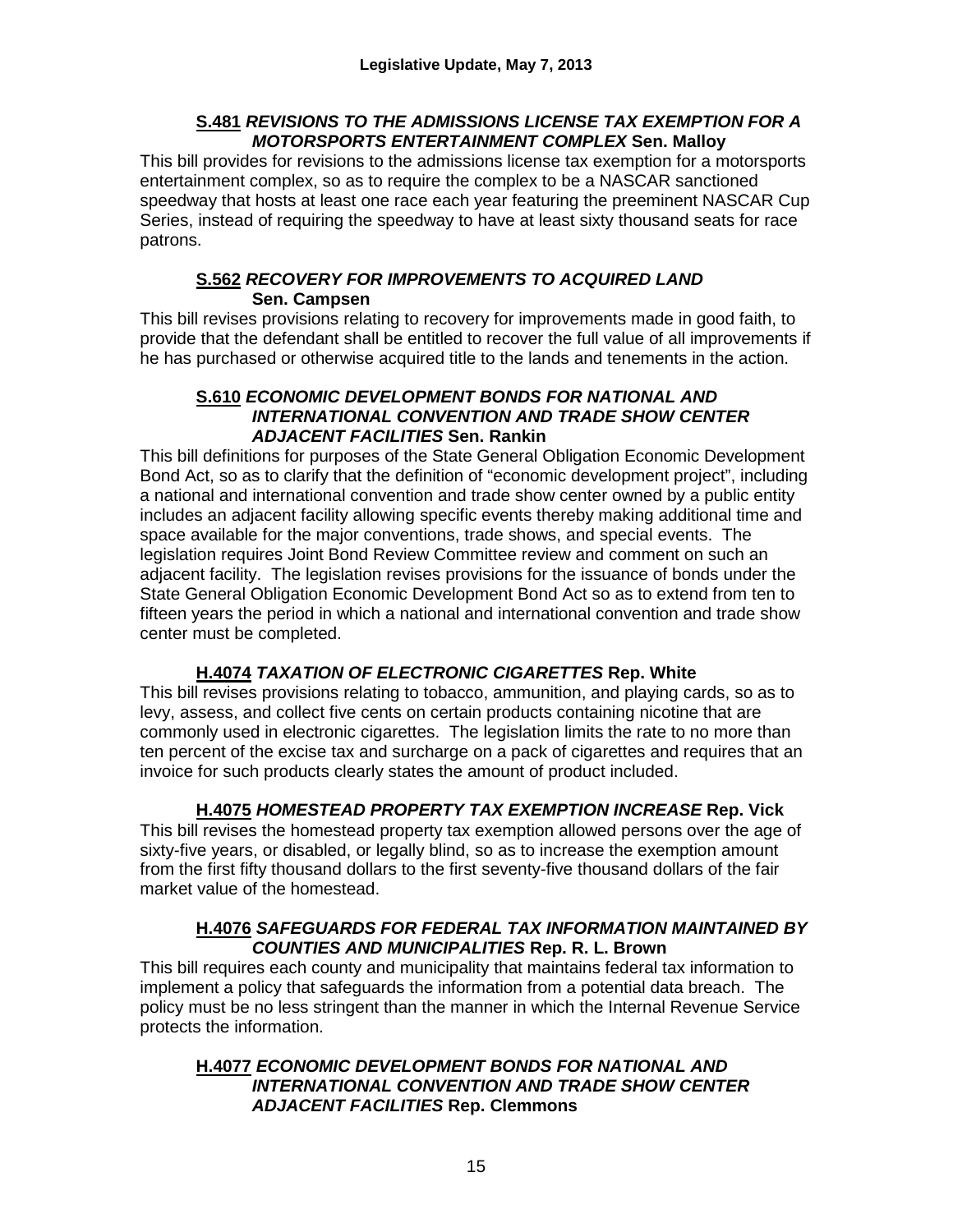**<u>S.481</u> *REVISIONS TO THE ADMISSIONS LICENSE TAX EXEMPTION FOR A MOTORSPORTS ENTERTAINMENT COMPLEX* Sen. Malloy**

This bill provides for revisions to the admissions license tax exemption for a motorsports entertainment complex, so as to require the complex to be a NASCAR sanctioned speedway that hosts at least one race each year featuring the preeminent NASCAR Cup Series, instead of requiring the speedway to have at least sixty thousand seats for race patrons.

**<u>S.562</u> *RECOVERY FOR IMPROVEMENTS TO ACQUIRED LAND* Sen. Campsen**

This bill revises provisions relating to recovery for improvements made in good faith, to provide that the defendant shall be entitled to recover the full value of all improvements if he has purchased or otherwise acquired title to the lands and tenements in the action.

**<u>S.610</u> *ECONOMIC DEVELOPMENT BONDS FOR NATIONAL AND INTERNATIONAL CONVENTION AND TRADE SHOW CENTER ADJACENT FACILITIES* Sen. Rankin**

This bill definitions for purposes of the State General Obligation Economic Development Bond Act, so as to clarify that the definition of "economic development project", including a national and international convention and trade show center owned by a public entity includes an adjacent facility allowing specific events thereby making additional time and space available for the major conventions, trade shows, and special events. The legislation requires Joint Bond Review Committee review and comment on such an adjacent facility. The legislation revises provisions for the issuance of bonds under the State General Obligation Economic Development Bond Act so as to extend from ten to fifteen years the period in which a national and international convention and trade show center must be completed.

**<u>H.4074</u> *TAXATION OF ELECTRONIC CIGARETTES* Rep. White**

This bill revises provisions relating to tobacco, ammunition, and playing cards, so as to levy, assess, and collect five cents on certain products containing nicotine that are commonly used in electronic cigarettes. The legislation limits the rate to no more than ten percent of the excise tax and surcharge on a pack of cigarettes and requires that an invoice for such products clearly states the amount of product included.

**<u>H.4075</u> *HOMESTEAD PROPERTY TAX EXEMPTION INCREASE* Rep. Vick**

This bill revises the homestead property tax exemption allowed persons over the age of sixty-five years, or disabled, or legally blind, so as to increase the exemption amount from the first fifty thousand dollars to the first seventy-five thousand dollars of the fair market value of the homestead.

**<u>H.4076</u> *SAFEGUARDS FOR FEDERAL TAX INFORMATION MAINTAINED BY COUNTIES AND MUNICIPALITIES* Rep. R. L. Brown**

This bill requires each county and municipality that maintains federal tax information to implement a policy that safeguards the information from a potential data breach. The policy must be no less stringent than the manner in which the Internal Revenue Service protects the information.

**<u>H.4077</u> *ECONOMIC DEVELOPMENT BONDS FOR NATIONAL AND INTERNATIONAL CONVENTION AND TRADE SHOW CENTER ADJACENT FACILITIES* Rep. Clemmons**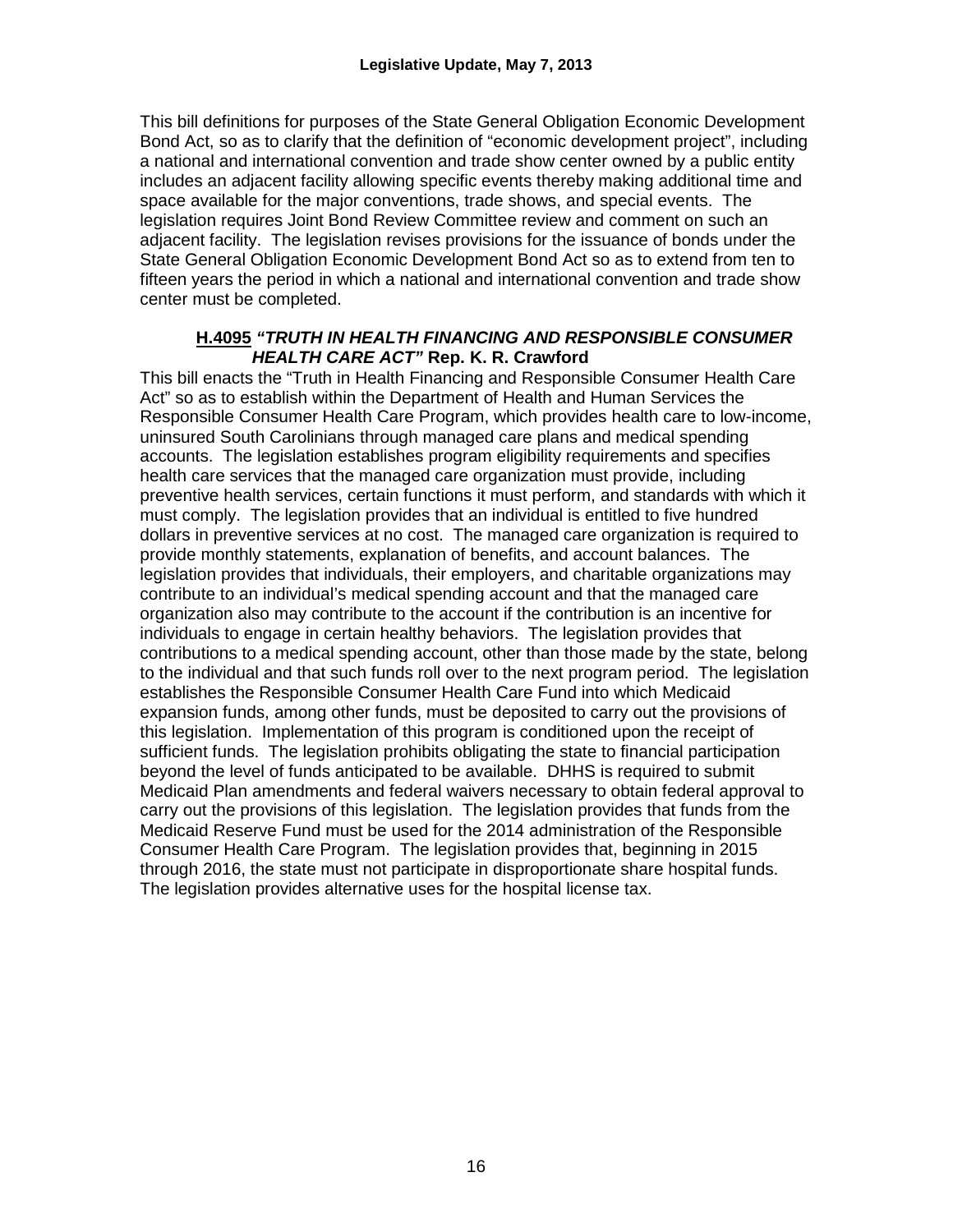This bill definitions for purposes of the State General Obligation Economic Development Bond Act, so as to clarify that the definition of "economic development project", including a national and international convention and trade show center owned by a public entity includes an adjacent facility allowing specific events thereby making additional time and space available for the major conventions, trade shows, and special events. The legislation requires Joint Bond Review Committee review and comment on such an adjacent facility. The legislation revises provisions for the issuance of bonds under the State General Obligation Economic Development Bond Act so as to extend from ten to fifteen years the period in which a national and international convention and trade show center must be completed.

**H.4095** ***"TRUTH IN HEALTH FINANCING AND RESPONSIBLE CONSUMER HEALTH CARE ACT"*** **Rep. K. R. Crawford**

This bill enacts the "Truth in Health Financing and Responsible Consumer Health Care Act" so as to establish within the Department of Health and Human Services the Responsible Consumer Health Care Program, which provides health care to low-income, uninsured South Carolinians through managed care plans and medical spending accounts. The legislation establishes program eligibility requirements and specifies health care services that the managed care organization must provide, including preventive health services, certain functions it must perform, and standards with which it must comply. The legislation provides that an individual is entitled to five hundred dollars in preventive services at no cost. The managed care organization is required to provide monthly statements, explanation of benefits, and account balances. The legislation provides that individuals, their employers, and charitable organizations may contribute to an individual's medical spending account and that the managed care organization also may contribute to the account if the contribution is an incentive for individuals to engage in certain healthy behaviors. The legislation provides that contributions to a medical spending account, other than those made by the state, belong to the individual and that such funds roll over to the next program period. The legislation establishes the Responsible Consumer Health Care Fund into which Medicaid expansion funds, among other funds, must be deposited to carry out the provisions of this legislation. Implementation of this program is conditioned upon the receipt of sufficient funds. The legislation prohibits obligating the state to financial participation beyond the level of funds anticipated to be available. DHHS is required to submit Medicaid Plan amendments and federal waivers necessary to obtain federal approval to carry out the provisions of this legislation. The legislation provides that funds from the Medicaid Reserve Fund must be used for the 2014 administration of the Responsible Consumer Health Care Program. The legislation provides that, beginning in 2015 through 2016, the state must not participate in disproportionate share hospital funds. The legislation provides alternative uses for the hospital license tax.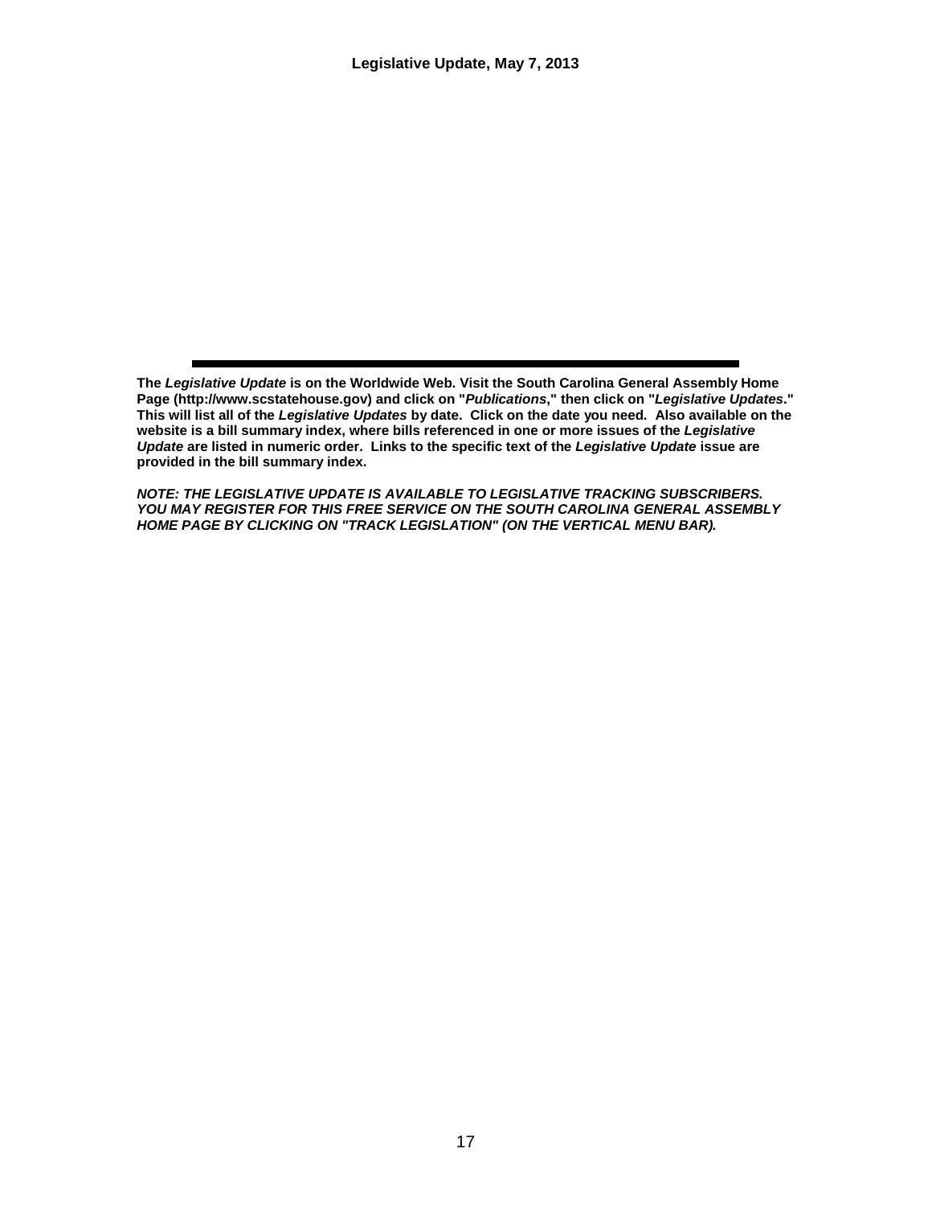---

**The *Legislative Update* is on the Worldwide Web. Visit the South Carolina General Assembly Home Page (http://www.scstatehouse.gov) and click on "*Publications*," then click on "*Legislative Updates*." This will list all of the *Legislative Updates* by date. Click on the date you need. Also available on the website is a bill summary index, where bills referenced in one or more issues of the *Legislative Update* are listed in numeric order. Links to the specific text of the *Legislative Update* issue are provided in the bill summary index.**

***NOTE: THE LEGISLATIVE UPDATE IS AVAILABLE TO LEGISLATIVE TRACKING SUBSCRIBERS. YOU MAY REGISTER FOR THIS FREE SERVICE ON THE SOUTH CAROLINA GENERAL ASSEMBLY HOME PAGE BY CLICKING ON "TRACK LEGISLATION" (ON THE VERTICAL MENU BAR).***